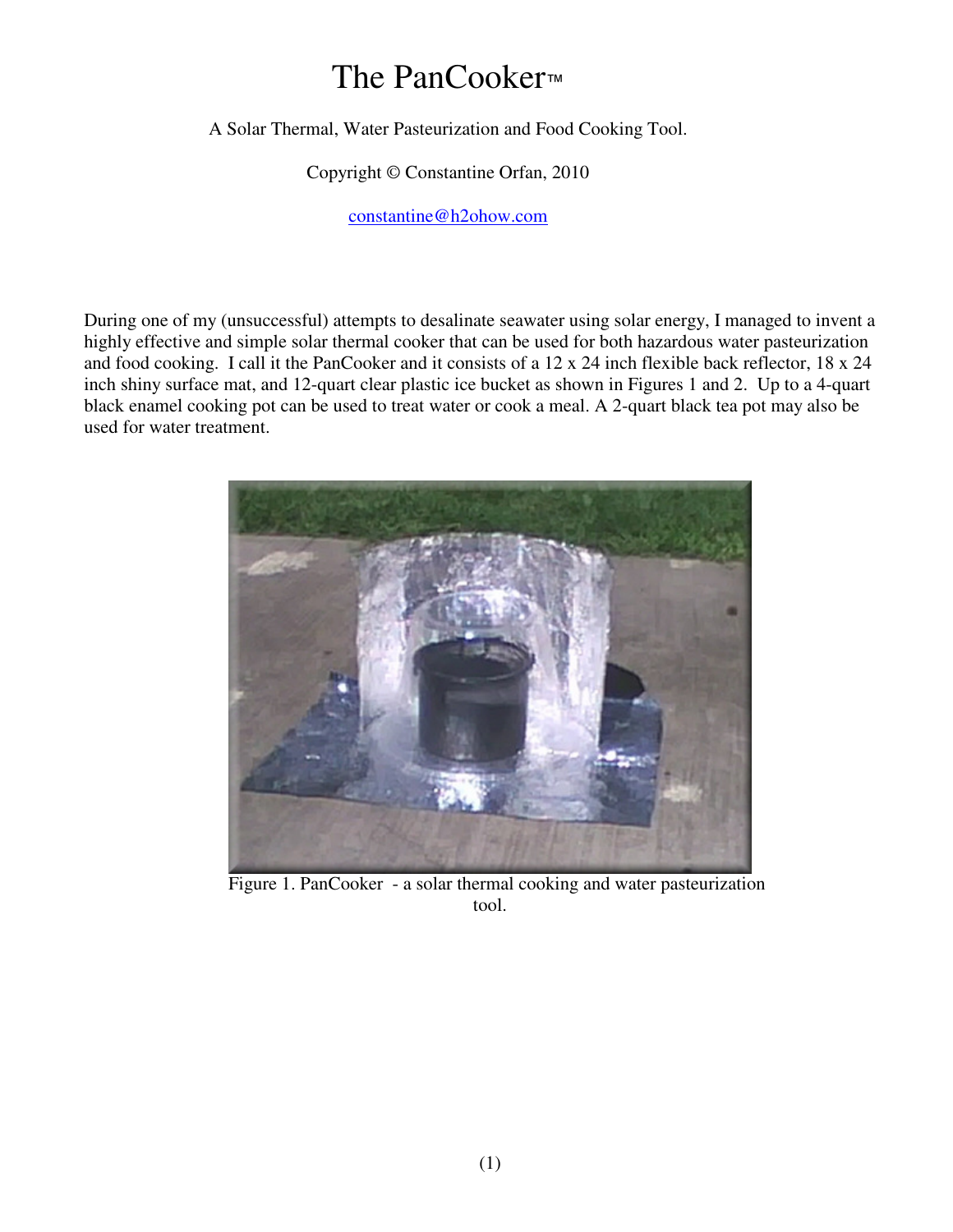# The PanCooker™

A Solar Thermal, Water Pasteurization and Food Cooking Tool.

Copyright © Constantine Orfan, 2010

constantine@h2ohow.com

During one of my (unsuccessful) attempts to desalinate seawater using solar energy, I managed to invent a highly effective and simple solar thermal cooker that can be used for both hazardous water pasteurization and food cooking. I call it the PanCooker and it consists of a 12 x 24 inch flexible back reflector, 18 x 24 inch shiny surface mat, and 12-quart clear plastic ice bucket as shown in Figures 1 and 2. Up to a 4-quart black enamel cooking pot can be used to treat water or cook a meal. A 2-quart black tea pot may also be used for water treatment.

Figure 1. PanCooker - a solar thermal cooking and water pasteurization tool.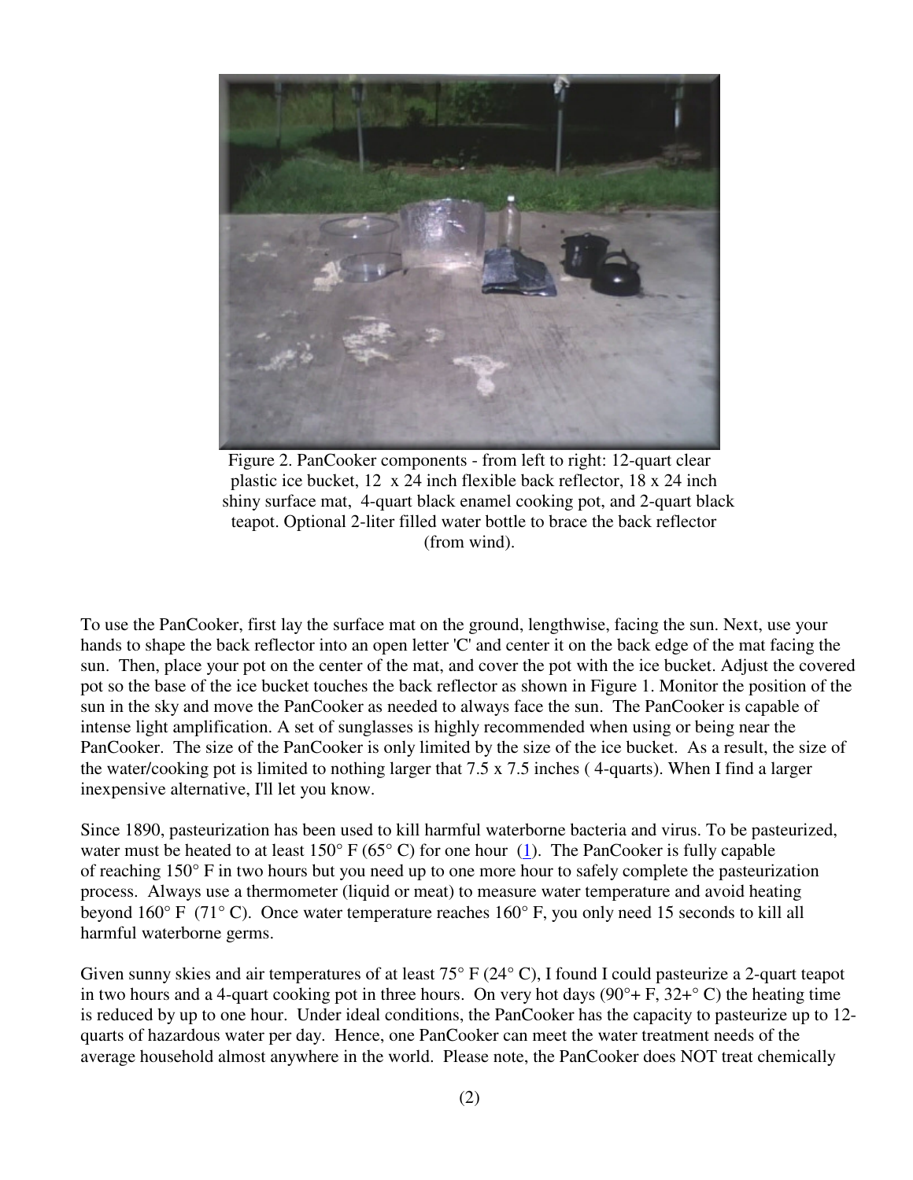Figure 2. PanCooker components - from left to right: 12-quart clear plastic ice bucket, 12 x 24 inch flexible back reflector, 18 x 24 inch shiny surface mat, 4-quart black enamel cooking pot, and 2-quart black teapot. Optional 2-liter filled water bottle to brace the back reflector (from wind).

To use the PanCooker, first lay the surface mat on the ground, lengthwise, facing the sun. Next, use your hands to shape the back reflector into an open letter 'C' and center it on the back edge of the mat facing the sun. Then, place your pot on the center of the mat, and cover the pot with the ice bucket. Adjust the covered pot so the base of the ice bucket touches the back reflector as shown in Figure 1. Monitor the position of the sun in the sky and move the PanCooker as needed to always face the sun. The PanCooker is capable of intense light amplification. A set of sunglasses is highly recommended when using or being near the PanCooker. The size of the PanCooker is only limited by the size of the ice bucket. As a result, the size of the water/cooking pot is limited to nothing larger that 7.5 x 7.5 inches ( 4-quarts). When I find a larger inexpensive alternative, I'll let you know.

Since 1890, pasteurization has been used to kill harmful waterborne bacteria and virus. To be pasteurized, water must be heated to at least 150° F (65° C) for one hour (1). The PanCooker is fully capable of reaching 150° F in two hours but you need up to one more hour to safely complete the pasteurization process. Always use a thermometer (liquid or meat) to measure water temperature and avoid heating beyond 160° F (71° C). Once water temperature reaches 160° F, you only need 15 seconds to kill all harmful waterborne germs.

Given sunny skies and air temperatures of at least 75° F (24° C), I found I could pasteurize a 2-quart teapot in two hours and a 4-quart cooking pot in three hours. On very hot days (90°+ F, 32+° C) the heating time is reduced by up to one hour. Under ideal conditions, the PanCooker has the capacity to pasteurize up to 12-quarts of hazardous water per day. Hence, one PanCooker can meet the water treatment needs of the average household almost anywhere in the world. Please note, the PanCooker does NOT treat chemically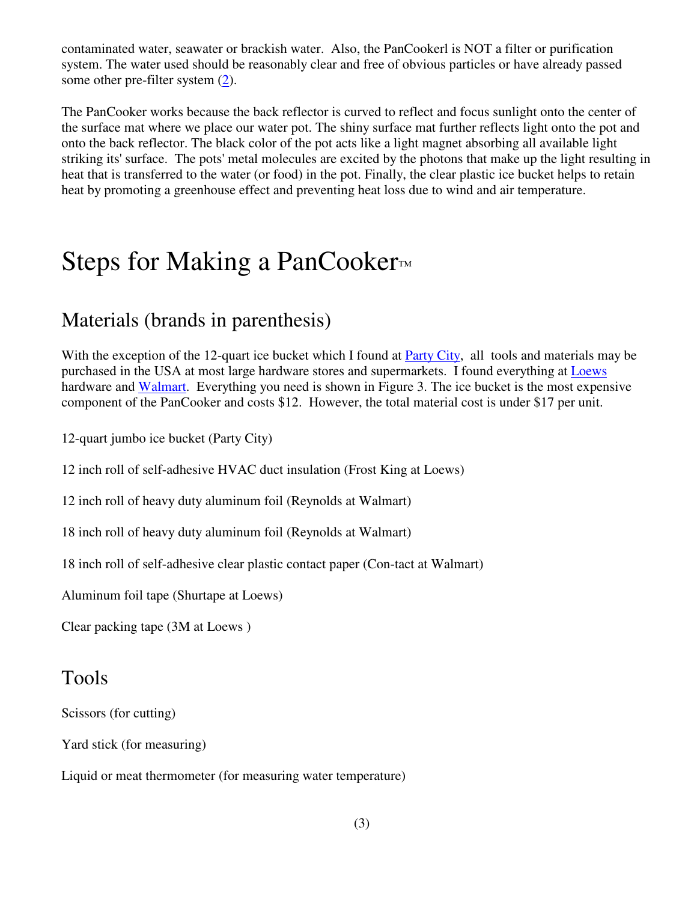contaminated water, seawater or brackish water. Also, the PanCookerl is NOT a filter or purification system. The water used should be reasonably clear and free of obvious particles or have already passed some other pre-filter system (2).

The PanCooker works because the back reflector is curved to reflect and focus sunlight onto the center of the surface mat where we place our water pot. The shiny surface mat further reflects light onto the pot and onto the back reflector. The black color of the pot acts like a light magnet absorbing all available light striking its' surface. The pots' metal molecules are excited by the photons that make up the light resulting in heat that is transferred to the water (or food) in the pot. Finally, the clear plastic ice bucket helps to retain heat by promoting a greenhouse effect and preventing heat loss due to wind and air temperature.

# Steps for Making a PanCooker™

## Materials (brands in parenthesis)

With the exception of the 12-quart ice bucket which I found at Party City, all tools and materials may be purchased in the USA at most large hardware stores and supermarkets. I found everything at Loews hardware and Walmart. Everything you need is shown in Figure 3. The ice bucket is the most expensive component of the PanCooker and costs $12. However, the total material cost is under $17 per unit.

12-quart jumbo ice bucket (Party City)

12 inch roll of self-adhesive HVAC duct insulation (Frost King at Loews)

12 inch roll of heavy duty aluminum foil (Reynolds at Walmart)

18 inch roll of heavy duty aluminum foil (Reynolds at Walmart)

18 inch roll of self-adhesive clear plastic contact paper (Con-tact at Walmart)

Aluminum foil tape (Shurtape at Loews)

Clear packing tape (3M at Loews )

## Tools

Scissors (for cutting)

Yard stick (for measuring)

Liquid or meat thermometer (for measuring water temperature)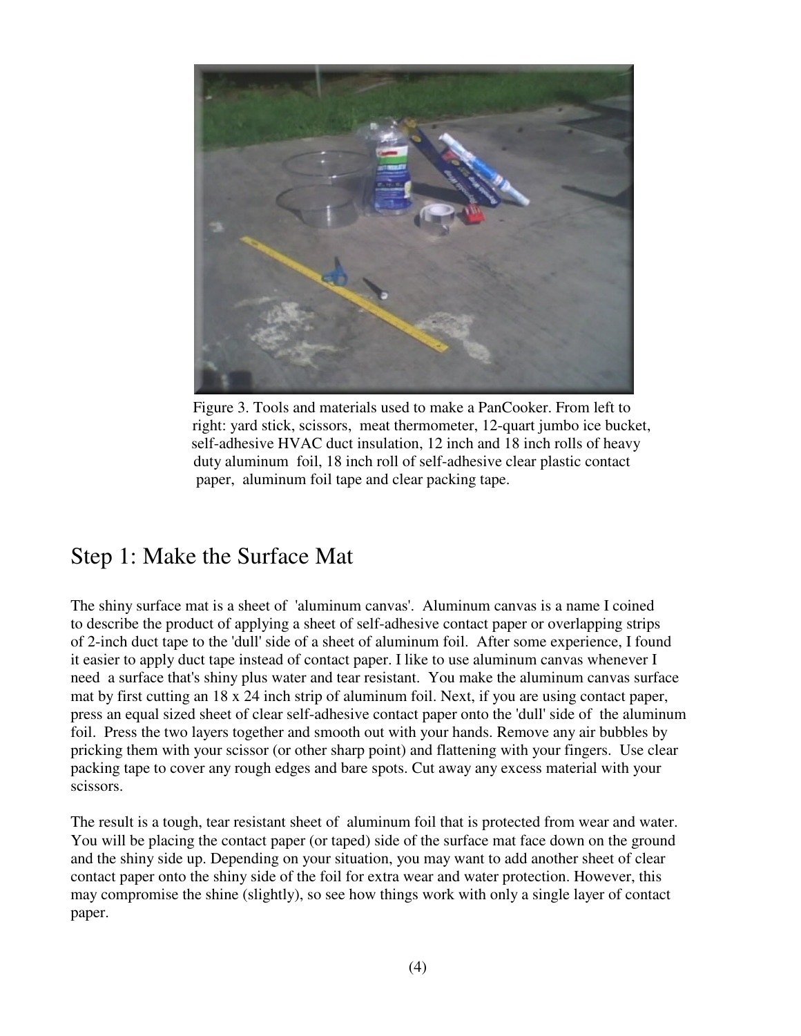Figure 3. Tools and materials used to make a PanCooker. From left to right: yard stick, scissors, meat thermometer, 12-quart jumbo ice bucket, self-adhesive HVAC duct insulation, 12 inch and 18 inch rolls of heavy duty aluminum foil, 18 inch roll of self-adhesive clear plastic contact paper, aluminum foil tape and clear packing tape.

# Step 1: Make the Surface Mat

The shiny surface mat is a sheet of 'aluminum canvas'. Aluminum canvas is a name I coined to describe the product of applying a sheet of self-adhesive contact paper or overlapping strips of 2-inch duct tape to the 'dull' side of a sheet of aluminum foil. After some experience, I found it easier to apply duct tape instead of contact paper. I like to use aluminum canvas whenever I need a surface that's shiny plus water and tear resistant. You make the aluminum canvas surface mat by first cutting an 18 x 24 inch strip of aluminum foil. Next, if you are using contact paper, press an equal sized sheet of clear self-adhesive contact paper onto the 'dull' side of the aluminum foil. Press the two layers together and smooth out with your hands. Remove any air bubbles by pricking them with your scissor (or other sharp point) and flattening with your fingers. Use clear packing tape to cover any rough edges and bare spots. Cut away any excess material with your scissors.

The result is a tough, tear resistant sheet of aluminum foil that is protected from wear and water. You will be placing the contact paper (or taped) side of the surface mat face down on the ground and the shiny side up. Depending on your situation, you may want to add another sheet of clear contact paper onto the shiny side of the foil for extra wear and water protection. However, this may compromise the shine (slightly), so see how things work with only a single layer of contact paper.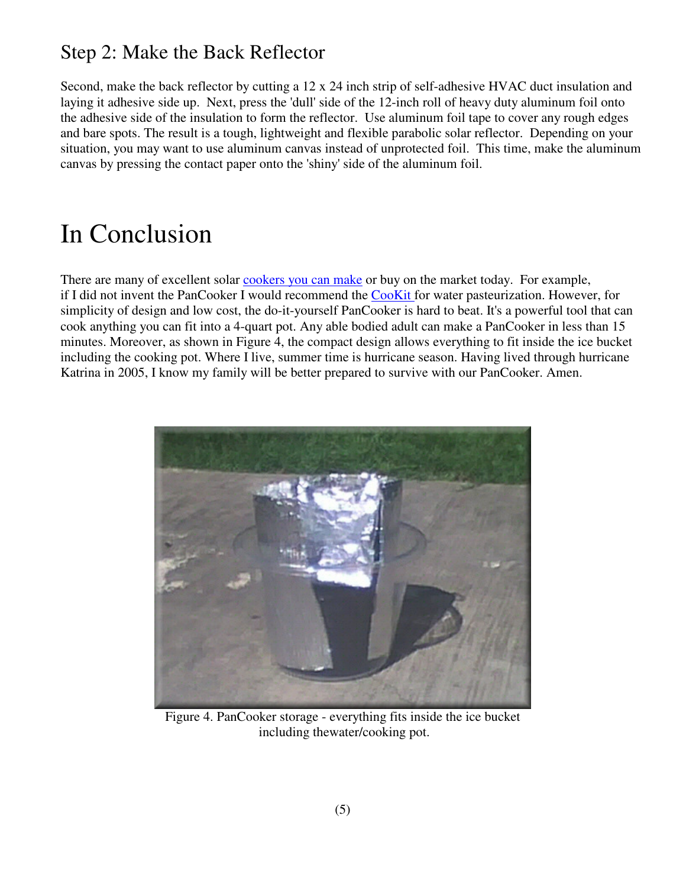## Step 2: Make the Back Reflector

Second, make the back reflector by cutting a 12 x 24 inch strip of self-adhesive HVAC duct insulation and laying it adhesive side up. Next, press the 'dull' side of the 12-inch roll of heavy duty aluminum foil onto the adhesive side of the insulation to form the reflector. Use aluminum foil tape to cover any rough edges and bare spots. The result is a tough, lightweight and flexible parabolic solar reflector. Depending on your situation, you may want to use aluminum canvas instead of unprotected foil. This time, make the aluminum canvas by pressing the contact paper onto the 'shiny' side of the aluminum foil.

# In Conclusion

There are many of excellent solar cookers you can make or buy on the market today. For example, if I did not invent the PanCooker I would recommend the CooKit for water pasteurization. However, for simplicity of design and low cost, the do-it-yourself PanCooker is hard to beat. It's a powerful tool that can cook anything you can fit into a 4-quart pot. Any able bodied adult can make a PanCooker in less than 15 minutes. Moreover, as shown in Figure 4, the compact design allows everything to fit inside the ice bucket including the cooking pot. Where I live, summer time is hurricane season. Having lived through hurricane Katrina in 2005, I know my family will be better prepared to survive with our PanCooker. Amen.

Figure 4. PanCooker storage - everything fits inside the ice bucket including thewater/cooking pot.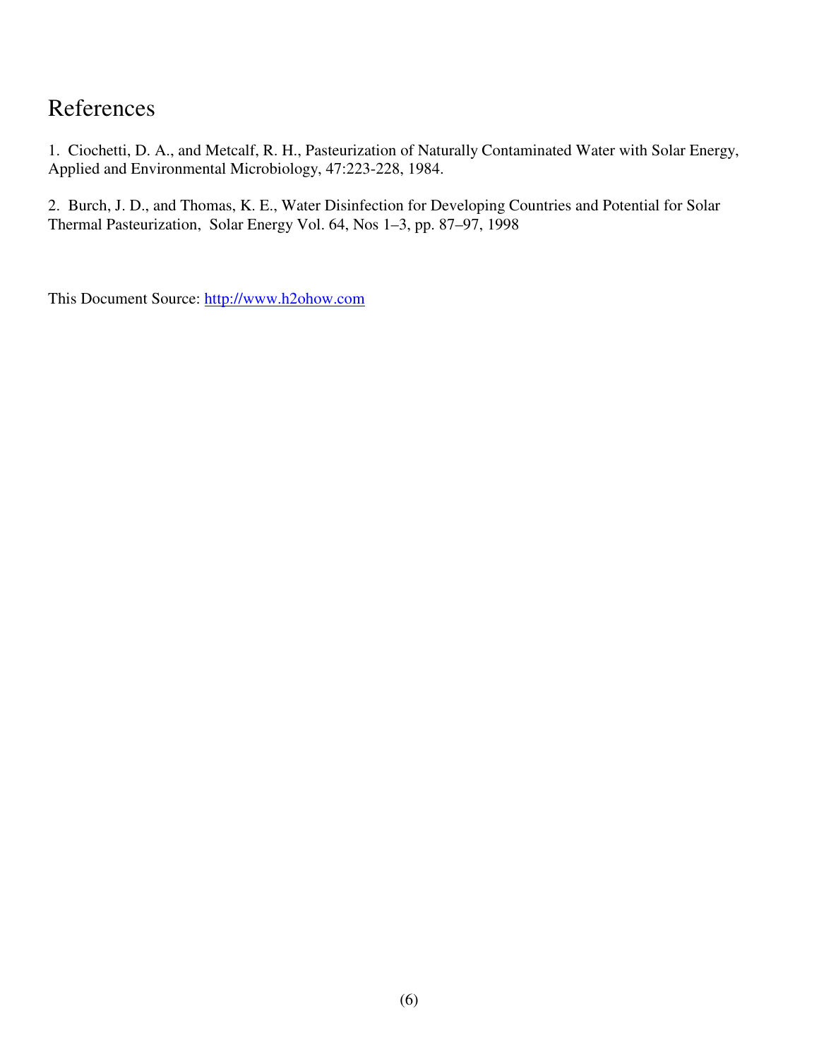# References

1. Ciochetti, D. A., and Metcalf, R. H., Pasteurization of Naturally Contaminated Water with Solar Energy, Applied and Environmental Microbiology, 47:223-228, 1984.

2. Burch, J. D., and Thomas, K. E., Water Disinfection for Developing Countries and Potential for Solar Thermal Pasteurization, Solar Energy Vol. 64, Nos 1–3, pp. 87–97, 1998

This Document Source: [http://www.h2ohow.com](http://www.h2ohow.com)